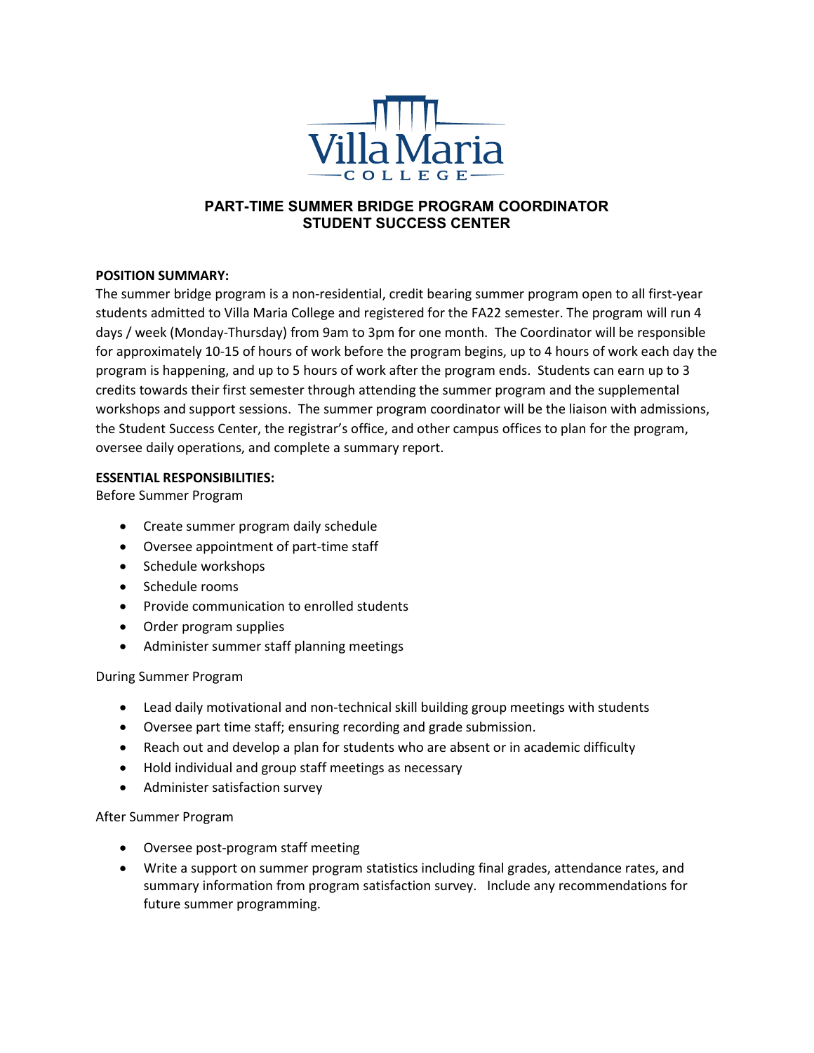# PART-TIME SUMMER BRIDGE PROGRAM COORDINATOR
## STUDENT SUCCESS CENTER

**POSITION SUMMARY:**

The summer bridge program is a non-residential, credit bearing summer program open to all first-year students admitted to Villa Maria College and registered for the FA22 semester. The program will run 4 days / week (Monday-Thursday) from 9am to 3pm for one month. The Coordinator will be responsible for approximately 10-15 of hours of work before the program begins, up to 4 hours of work each day the program is happening, and up to 5 hours of work after the program ends. Students can earn up to 3 credits towards their first semester through attending the summer program and the supplemental workshops and support sessions. The summer program coordinator will be the liaison with admissions, the Student Success Center, the registrar's office, and other campus offices to plan for the program, oversee daily operations, and complete a summary report.

**ESSENTIAL RESPONSIBILITIES:**

Before Summer Program

- Create summer program daily schedule
- Oversee appointment of part-time staff
- Schedule workshops
- Schedule rooms
- Provide communication to enrolled students
- Order program supplies
- Administer summer staff planning meetings

During Summer Program

- Lead daily motivational and non-technical skill building group meetings with students
- Oversee part time staff; ensuring recording and grade submission.
- Reach out and develop a plan for students who are absent or in academic difficulty
- Hold individual and group staff meetings as necessary
- Administer satisfaction survey

After Summer Program

- Oversee post-program staff meeting
- Write a support on summer program statistics including final grades, attendance rates, and summary information from program satisfaction survey. Include any recommendations for future summer programming.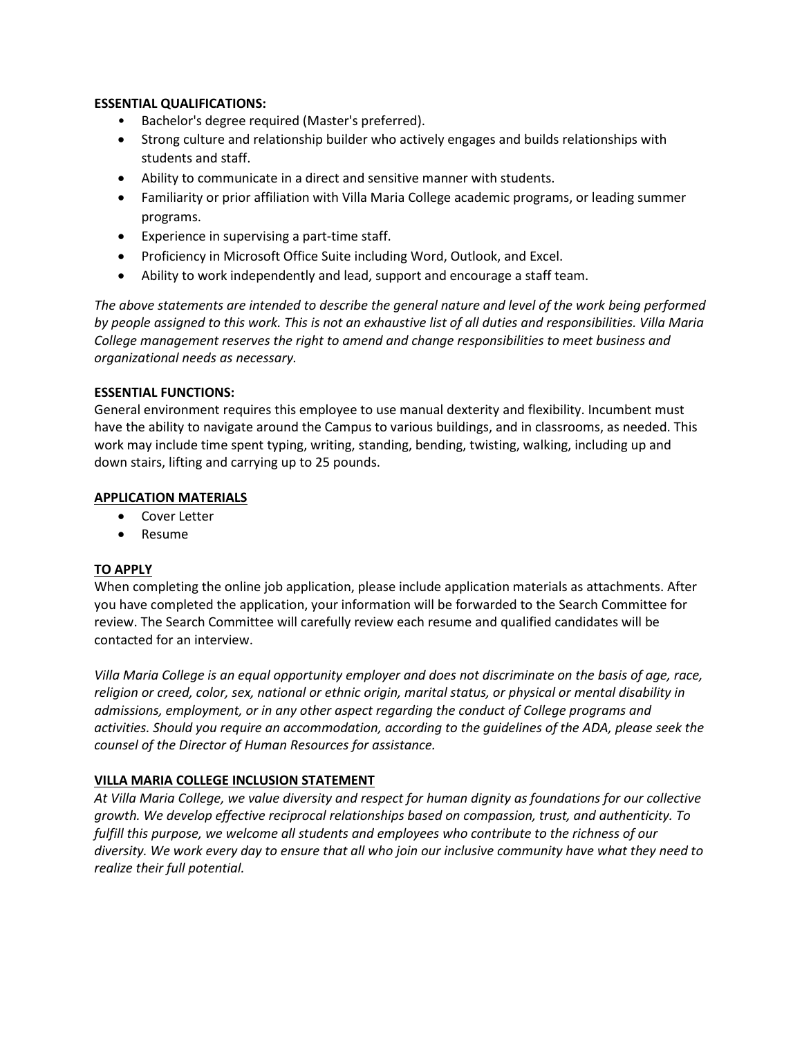**ESSENTIAL QUALIFICATIONS:**

- Bachelor's degree required (Master's preferred).
- Strong culture and relationship builder who actively engages and builds relationships with students and staff.
- Ability to communicate in a direct and sensitive manner with students.
- Familiarity or prior affiliation with Villa Maria College academic programs, or leading summer programs.
- Experience in supervising a part-time staff.
- Proficiency in Microsoft Office Suite including Word, Outlook, and Excel.
- Ability to work independently and lead, support and encourage a staff team.

*The above statements are intended to describe the general nature and level of the work being performed by people assigned to this work. This is not an exhaustive list of all duties and responsibilities. Villa Maria College management reserves the right to amend and change responsibilities to meet business and organizational needs as necessary.*

**ESSENTIAL FUNCTIONS:**

General environment requires this employee to use manual dexterity and flexibility. Incumbent must have the ability to navigate around the Campus to various buildings, and in classrooms, as needed. This work may include time spent typing, writing, standing, bending, twisting, walking, including up and down stairs, lifting and carrying up to 25 pounds.

**APPLICATION MATERIALS**

- Cover Letter
- Resume

**TO APPLY**

When completing the online job application, please include application materials as attachments. After you have completed the application, your information will be forwarded to the Search Committee for review. The Search Committee will carefully review each resume and qualified candidates will be contacted for an interview.

*Villa Maria College is an equal opportunity employer and does not discriminate on the basis of age, race, religion or creed, color, sex, national or ethnic origin, marital status, or physical or mental disability in admissions, employment, or in any other aspect regarding the conduct of College programs and activities. Should you require an accommodation, according to the guidelines of the ADA, please seek the counsel of the Director of Human Resources for assistance.*

**VILLA MARIA COLLEGE INCLUSION STATEMENT**

*At Villa Maria College, we value diversity and respect for human dignity as foundations for our collective growth. We develop effective reciprocal relationships based on compassion, trust, and authenticity. To fulfill this purpose, we welcome all students and employees who contribute to the richness of our diversity. We work every day to ensure that all who join our inclusive community have what they need to realize their full potential.*